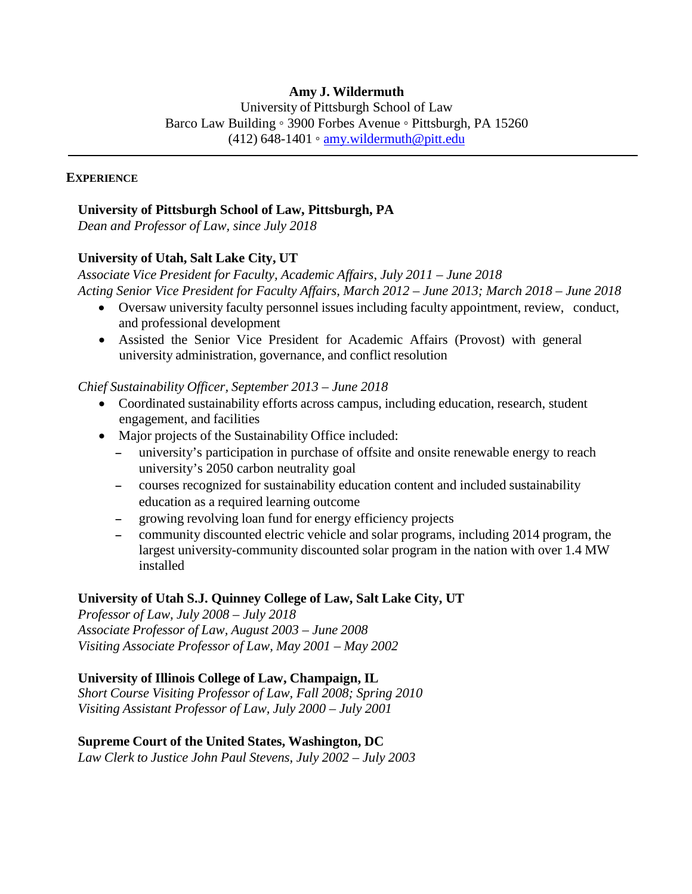# Amy J. Wildermuth

University of Pittsburgh School of Law
Barco Law Building ◦ 3900 Forbes Avenue ◦ Pittsburgh, PA 15260
(412) 648-1401 ◦ amy.wildermuth@pitt.edu

---

## EXPERIENCE

**University of Pittsburgh School of Law, Pittsburgh, PA**
*Dean and Professor of Law, since July 2018*

**University of Utah, Salt Lake City, UT**
*Associate Vice President for Faculty, Academic Affairs, July 2011 – June 2018*
*Acting Senior Vice President for Faculty Affairs, March 2012 – June 2013; March 2018 – June 2018*

- Oversaw university faculty personnel issues including faculty appointment, review, conduct, and professional development
- Assisted the Senior Vice President for Academic Affairs (Provost) with general university administration, governance, and conflict resolution

*Chief Sustainability Officer, September 2013 – June 2018*

- Coordinated sustainability efforts across campus, including education, research, student engagement, and facilities
- Major projects of the Sustainability Office included:
  - university's participation in purchase of offsite and onsite renewable energy to reach university's 2050 carbon neutrality goal
  - courses recognized for sustainability education content and included sustainability education as a required learning outcome
  - growing revolving loan fund for energy efficiency projects
  - community discounted electric vehicle and solar programs, including 2014 program, the largest university-community discounted solar program in the nation with over 1.4 MW installed

**University of Utah S.J. Quinney College of Law, Salt Lake City, UT**
*Professor of Law, July 2008 – July 2018*
*Associate Professor of Law, August 2003 – June 2008*
*Visiting Associate Professor of Law, May 2001 – May 2002*

**University of Illinois College of Law, Champaign, IL**
*Short Course Visiting Professor of Law, Fall 2008; Spring 2010*
*Visiting Assistant Professor of Law, July 2000 – July 2001*

**Supreme Court of the United States, Washington, DC**
*Law Clerk to Justice John Paul Stevens, July 2002 – July 2003*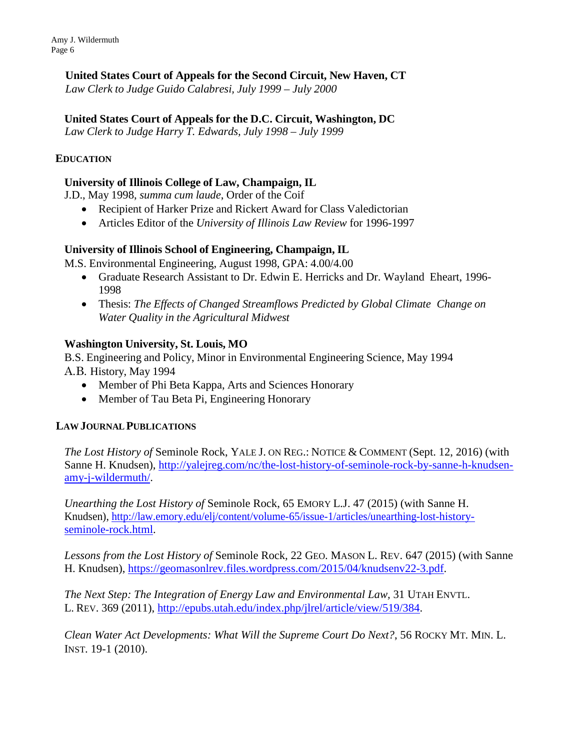**United States Court of Appeals for the Second Circuit, New Haven, CT**
*Law Clerk to Judge Guido Calabresi, July 1999 – July 2000*

**United States Court of Appeals for the D.C. Circuit, Washington, DC**
*Law Clerk to Judge Harry T. Edwards, July 1998 – July 1999*

## EDUCATION

**University of Illinois College of Law, Champaign, IL**
J.D., May 1998, *summa cum laude*, Order of the Coif

- Recipient of Harker Prize and Rickert Award for Class Valedictorian
- Articles Editor of the *University of Illinois Law Review* for 1996-1997

**University of Illinois School of Engineering, Champaign, IL**
M.S. Environmental Engineering, August 1998, GPA: 4.00/4.00

- Graduate Research Assistant to Dr. Edwin E. Herricks and Dr. Wayland Eheart, 1996-1998
- Thesis: *The Effects of Changed Streamflows Predicted by Global Climate Change on Water Quality in the Agricultural Midwest*

**Washington University, St. Louis, MO**
B.S. Engineering and Policy, Minor in Environmental Engineering Science, May 1994
A.B. History, May 1994

- Member of Phi Beta Kappa, Arts and Sciences Honorary
- Member of Tau Beta Pi, Engineering Honorary

## LAW JOURNAL PUBLICATIONS

*The Lost History of* Seminole Rock, YALE J. ON REG.: NOTICE & COMMENT (Sept. 12, 2016) (with Sanne H. Knudsen), http://yalejreg.com/nc/the-lost-history-of-seminole-rock-by-sanne-h-knudsen-amy-j-wildermuth/.

*Unearthing the Lost History of* Seminole Rock, 65 EMORY L.J. 47 (2015) (with Sanne H. Knudsen), http://law.emory.edu/elj/content/volume-65/issue-1/articles/unearthing-lost-history-seminole-rock.html.

*Lessons from the Lost History of* Seminole Rock, 22 GEO. MASON L. REV. 647 (2015) (with Sanne H. Knudsen), https://geomasonlrev.files.wordpress.com/2015/04/knudsenv22-3.pdf.

*The Next Step: The Integration of Energy Law and Environmental Law*, 31 UTAH ENVTL. L. REV. 369 (2011), http://epubs.utah.edu/index.php/jlrel/article/view/519/384.

*Clean Water Act Developments: What Will the Supreme Court Do Next?*, 56 ROCKY MT. MIN. L. INST. 19-1 (2010).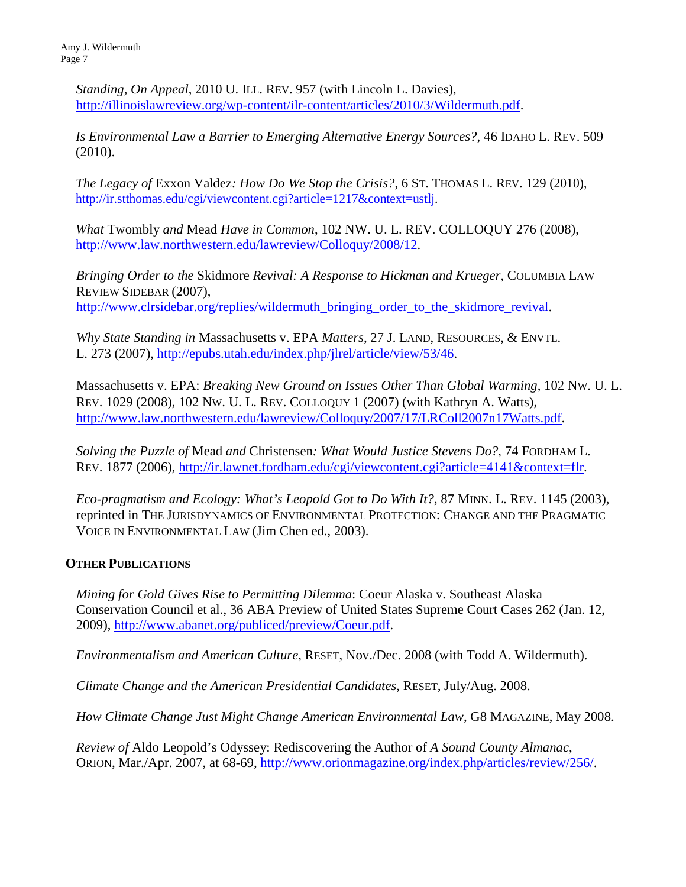*Standing, On Appeal*, 2010 U. ILL. REV. 957 (with Lincoln L. Davies), http://illinoislawreview.org/wp-content/ilr-content/articles/2010/3/Wildermuth.pdf.

*Is Environmental Law a Barrier to Emerging Alternative Energy Sources?*, 46 IDAHO L. REV. 509 (2010).

*The Legacy of* Exxon Valdez*: How Do We Stop the Crisis?*, 6 ST. THOMAS L. REV. 129 (2010), http://ir.stthomas.edu/cgi/viewcontent.cgi?article=1217&context=ustlj.

*What* Twombly *and* Mead *Have in Common*, 102 NW. U. L. REV. COLLOQUY 276 (2008), http://www.law.northwestern.edu/lawreview/Colloquy/2008/12.

*Bringing Order to the* Skidmore *Revival: A Response to Hickman and Krueger*, COLUMBIA LAW REVIEW SIDEBAR (2007), http://www.clrsidebar.org/replies/wildermuth_bringing_order_to_the_skidmore_revival.

*Why State Standing in* Massachusetts v. EPA *Matters*, 27 J. LAND, RESOURCES, & ENVTL. L. 273 (2007), http://epubs.utah.edu/index.php/jlrel/article/view/53/46.

Massachusetts v. EPA: *Breaking New Ground on Issues Other Than Global Warming*, 102 NW. U. L. REV. 1029 (2008), 102 NW. U. L. REV. COLLOQUY 1 (2007) (with Kathryn A. Watts), http://www.law.northwestern.edu/lawreview/Colloquy/2007/17/LRColl2007n17Watts.pdf.

*Solving the Puzzle of* Mead *and* Christensen*: What Would Justice Stevens Do?*, 74 FORDHAM L. REV. 1877 (2006), http://ir.lawnet.fordham.edu/cgi/viewcontent.cgi?article=4141&context=flr.

*Eco-pragmatism and Ecology: What's Leopold Got to Do With It?*, 87 MINN. L. REV. 1145 (2003), reprinted in THE JURISDYNAMICS OF ENVIRONMENTAL PROTECTION: CHANGE AND THE PRAGMATIC VOICE IN ENVIRONMENTAL LAW (Jim Chen ed., 2003).

**OTHER PUBLICATIONS**

*Mining for Gold Gives Rise to Permitting Dilemma*: Coeur Alaska v. Southeast Alaska Conservation Council et al., 36 ABA Preview of United States Supreme Court Cases 262 (Jan. 12, 2009), http://www.abanet.org/publiced/preview/Coeur.pdf.

*Environmentalism and American Culture*, RESET, Nov./Dec. 2008 (with Todd A. Wildermuth).

*Climate Change and the American Presidential Candidates*, RESET, July/Aug. 2008.

*How Climate Change Just Might Change American Environmental Law*, G8 MAGAZINE, May 2008.

*Review of* Aldo Leopold's Odyssey: Rediscovering the Author of *A Sound County Almanac*, ORION, Mar./Apr. 2007, at 68-69, http://www.orionmagazine.org/index.php/articles/review/256/.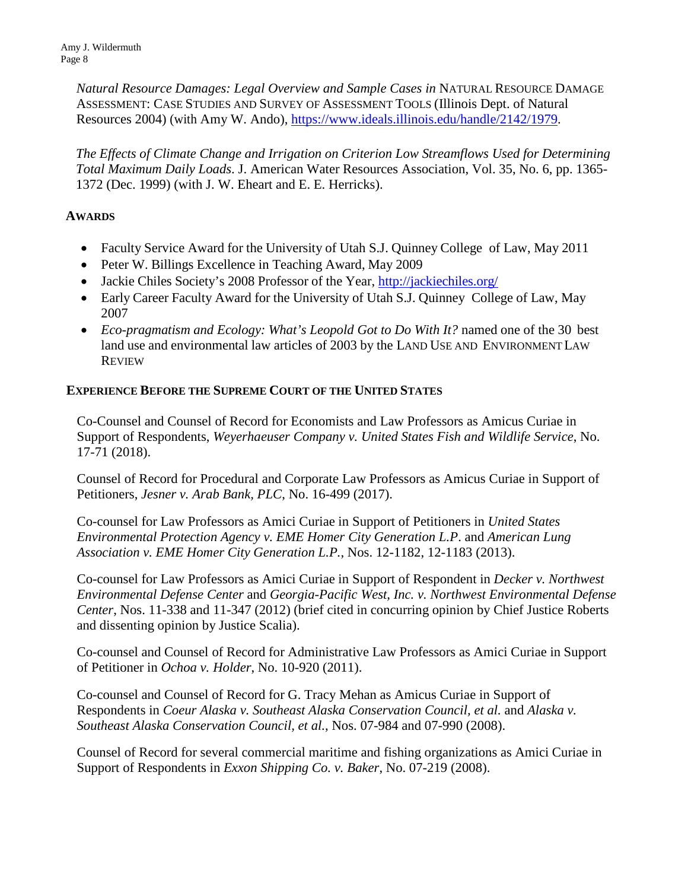*Natural Resource Damages: Legal Overview and Sample Cases in* NATURAL RESOURCE DAMAGE ASSESSMENT: CASE STUDIES AND SURVEY OF ASSESSMENT TOOLS (Illinois Dept. of Natural Resources 2004) (with Amy W. Ando), https://www.ideals.illinois.edu/handle/2142/1979.

*The Effects of Climate Change and Irrigation on Criterion Low Streamflows Used for Determining Total Maximum Daily Loads*. J. American Water Resources Association, Vol. 35, No. 6, pp. 1365-1372 (Dec. 1999) (with J. W. Eheart and E. E. Herricks).

## AWARDS

- Faculty Service Award for the University of Utah S.J. Quinney College of Law, May 2011
- Peter W. Billings Excellence in Teaching Award, May 2009
- Jackie Chiles Society's 2008 Professor of the Year, http://jackiechiles.org/
- Early Career Faculty Award for the University of Utah S.J. Quinney College of Law, May 2007
- *Eco-pragmatism and Ecology: What's Leopold Got to Do With It?* named one of the 30 best land use and environmental law articles of 2003 by the LAND USE AND ENVIRONMENT LAW REVIEW

## EXPERIENCE BEFORE THE SUPREME COURT OF THE UNITED STATES

Co-Counsel and Counsel of Record for Economists and Law Professors as Amicus Curiae in Support of Respondents, *Weyerhaeuser Company v. United States Fish and Wildlife Service*, No. 17-71 (2018).

Counsel of Record for Procedural and Corporate Law Professors as Amicus Curiae in Support of Petitioners, *Jesner v. Arab Bank, PLC*, No. 16-499 (2017).

Co-counsel for Law Professors as Amici Curiae in Support of Petitioners in *United States Environmental Protection Agency v. EME Homer City Generation L.P*. and *American Lung Association v. EME Homer City Generation L.P.*, Nos. 12-1182, 12-1183 (2013).

Co-counsel for Law Professors as Amici Curiae in Support of Respondent in *Decker v. Northwest Environmental Defense Center* and *Georgia-Pacific West, Inc. v. Northwest Environmental Defense Center*, Nos. 11-338 and 11-347 (2012) (brief cited in concurring opinion by Chief Justice Roberts and dissenting opinion by Justice Scalia).

Co-counsel and Counsel of Record for Administrative Law Professors as Amici Curiae in Support of Petitioner in *Ochoa v. Holder*, No. 10-920 (2011).

Co-counsel and Counsel of Record for G. Tracy Mehan as Amicus Curiae in Support of Respondents in *Coeur Alaska v. Southeast Alaska Conservation Council, et al.* and *Alaska v. Southeast Alaska Conservation Council, et al.*, Nos. 07-984 and 07-990 (2008).

Counsel of Record for several commercial maritime and fishing organizations as Amici Curiae in Support of Respondents in *Exxon Shipping Co. v. Baker*, No. 07-219 (2008).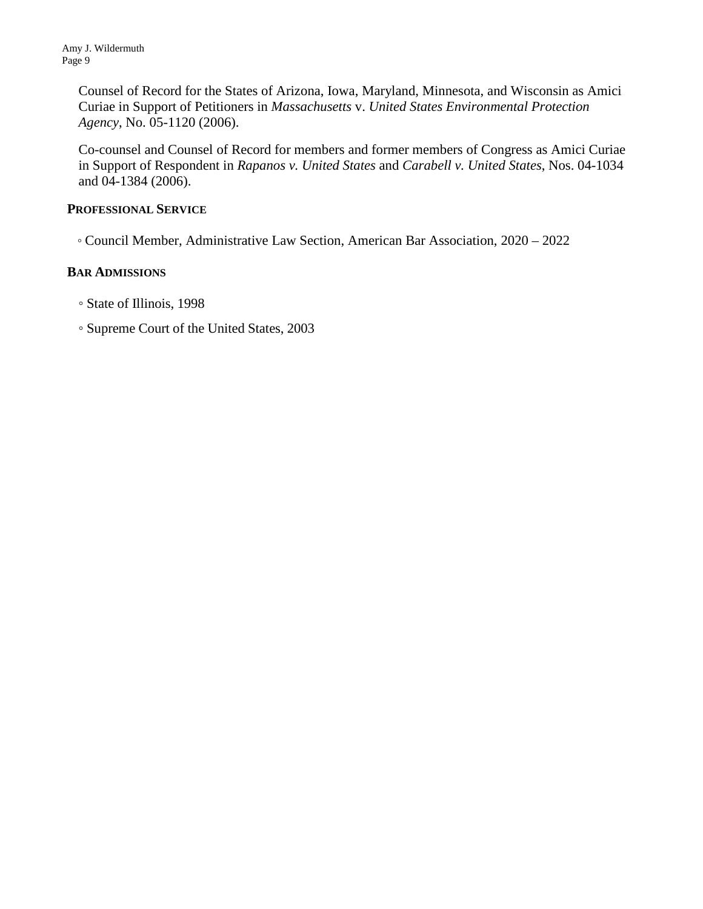Counsel of Record for the States of Arizona, Iowa, Maryland, Minnesota, and Wisconsin as Amici Curiae in Support of Petitioners in *Massachusetts* v. *United States Environmental Protection Agency*, No. 05-1120 (2006).

Co-counsel and Counsel of Record for members and former members of Congress as Amici Curiae in Support of Respondent in *Rapanos v. United States* and *Carabell v. United States*, Nos. 04-1034 and 04-1384 (2006).

## **PROFESSIONAL SERVICE**

- Council Member, Administrative Law Section, American Bar Association, 2020 – 2022

## **BAR ADMISSIONS**

- State of Illinois, 1998
- Supreme Court of the United States, 2003